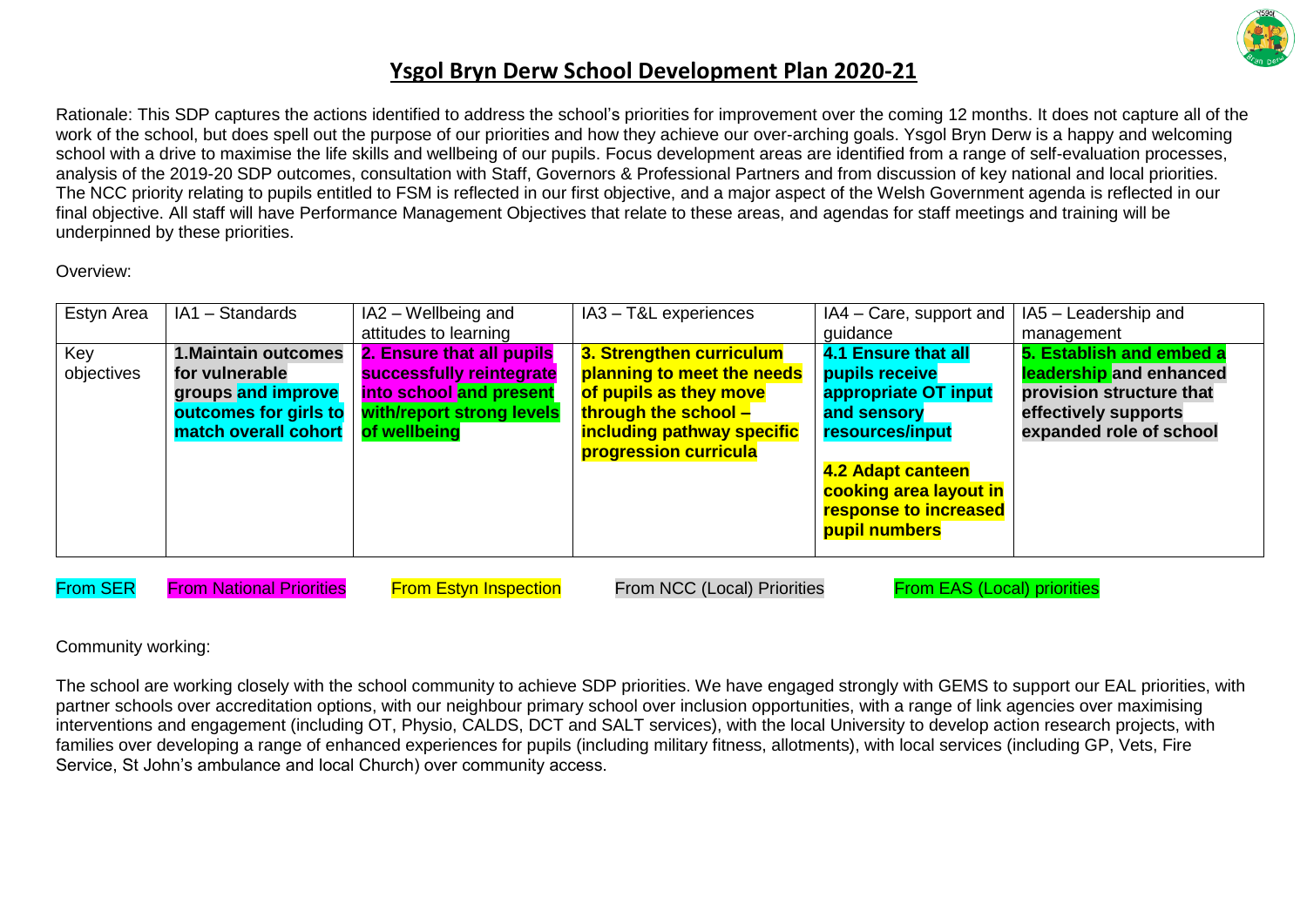# Ysgol Bryn Derw School Development Plan 2020-21

Rationale: This SDP captures the actions identified to address the school's priorities for improvement over the coming 12 months. It does not capture all of the work of the school, but does spell out the purpose of our priorities and how they achieve our over-arching goals. Ysgol Bryn Derw is a happy and welcoming school with a drive to maximise the life skills and wellbeing of our pupils. Focus development areas are identified from a range of self-evaluation processes, analysis of the 2019-20 SDP outcomes, consultation with Staff, Governors & Professional Partners and from discussion of key national and local priorities. The NCC priority relating to pupils entitled to FSM is reflected in our first objective, and a major aspect of the Welsh Government agenda is reflected in our final objective. All staff will have Performance Management Objectives that relate to these areas, and agendas for staff meetings and training will be underpinned by these priorities.

Overview:

| Estyn Area | IA1 – Standards | IA2 – Wellbeing and attitudes to learning | IA3 – T&L experiences | IA4 – Care, support and guidance | IA5 – Leadership and management |
|---|---|---|---|---|---|
| Key objectives | **1.Maintain outcomes for vulnerable groups and improve outcomes for girls to match overall cohort** | **2. Ensure that all pupils successfully reintegrate into school and present with/report strong levels of wellbeing** | **3. Strengthen curriculum planning to meet the needs of pupils as they move through the school – including pathway specific progression curricula** | **4.1 Ensure that all pupils receive appropriate OT input and sensory resources/input**<br><br>**4.2 Adapt canteen cooking area layout in response to increased pupil numbers** | **5. Establish and embed a leadership and enhanced provision structure that effectively supports expanded role of school** |

From SER | From National Priorities | From Estyn Inspection | From NCC (Local) Priorities | From EAS (Local) priorities

Community working:

The school are working closely with the school community to achieve SDP priorities. We have engaged strongly with GEMS to support our EAL priorities, with partner schools over accreditation options, with our neighbour primary school over inclusion opportunities, with a range of link agencies over maximising interventions and engagement (including OT, Physio, CALDS, DCT and SALT services), with the local University to develop action research projects, with families over developing a range of enhanced experiences for pupils (including military fitness, allotments), with local services (including GP, Vets, Fire Service, St John's ambulance and local Church) over community access.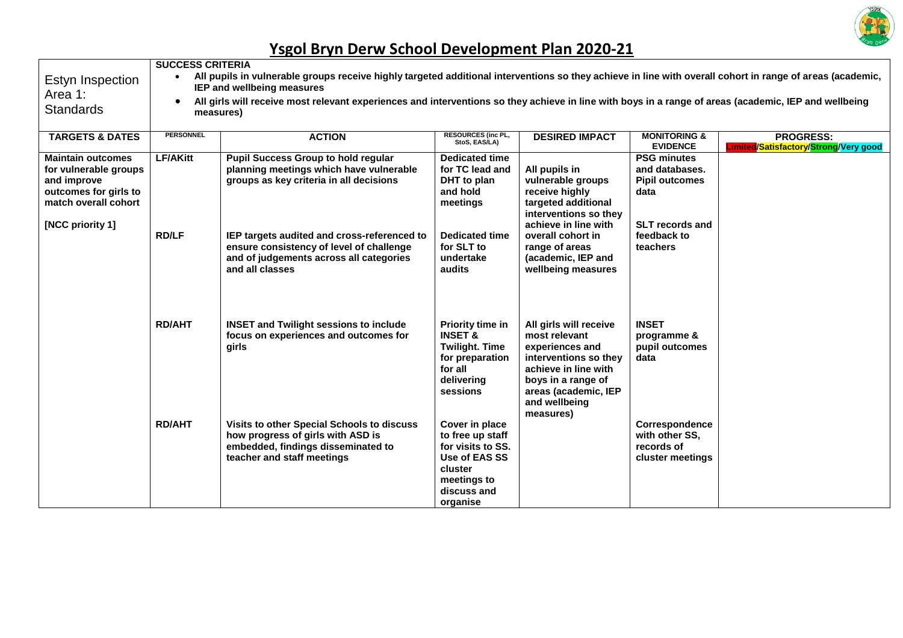# Ysgol Bryn Derw School Development Plan 2020-21

| Estyn Inspection Area 1: Standards | **SUCCESS CRITERIA**<br>• **All pupils in vulnerable groups receive highly targeted additional interventions so they achieve in line with overall cohort in range of areas (academic, IEP and wellbeing measures**<br>• **All girls will receive most relevant experiences and interventions so they achieve in line with boys in a range of areas (academic, IEP and wellbeing measures)** | | | | | |
|---|---|---|---|---|---|---|
| **TARGETS & DATES** | **PERSONNEL** | **ACTION** | **RESOURCES (inc PL, StoS, EAS/LA)** | **DESIRED IMPACT** | **MONITORING & EVIDENCE** | **PROGRESS: Limited/Satisfactory/Strong/Very good** |
| **Maintain outcomes for vulnerable groups and improve outcomes for girls to match overall cohort**<br><br>**[NCC priority 1]** | **LF/AKitt** | **Pupil Success Group to hold regular planning meetings which have vulnerable groups as key criteria in all decisions** | **Dedicated time for TC lead and DHT to plan and hold meetings** | **All pupils in vulnerable groups receive highly targeted additional interventions so they achieve in line with overall cohort in range of areas (academic, IEP and wellbeing measures** | **PSG minutes and databases. Pipil outcomes data** | |
| | **RD/LF** | **IEP targets audited and cross-referenced to ensure consistency of level of challenge and of judgements across all categories and all classes** | **Dedicated time for SLT to undertake audits** | | **SLT records and feedback to teachers** | |
| | **RD/AHT** | **INSET and Twilight sessions to include focus on experiences and outcomes for girls** | **Priority time in INSET & Twilight. Time for preparation for all delivering sessions** | **All girls will receive most relevant experiences and interventions so they achieve in line with boys in a range of areas (academic, IEP and wellbeing measures)** | **INSET programme & pupil outcomes data** | |
| | **RD/AHT** | **Visits to other Special Schools to discuss how progress of girls with ASD is embedded, findings disseminated to teacher and staff meetings** | **Cover in place to free up staff for visits to SS. Use of EAS SS cluster meetings to discuss and organise** | | **Correspondence with other SS, records of cluster meetings** | |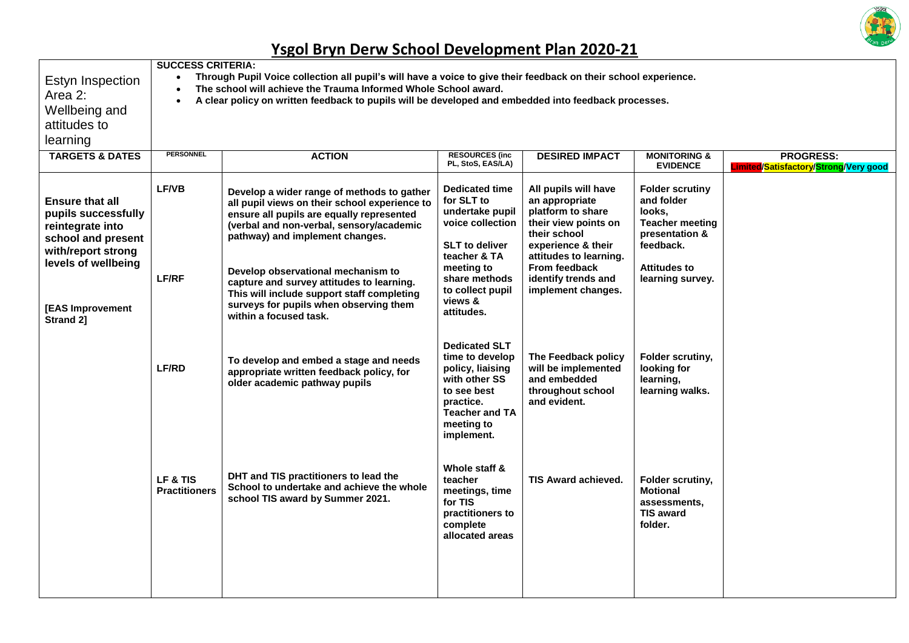# Ysgol Bryn Derw School Development Plan 2020-21

| Estyn Inspection Area 2: Wellbeing and attitudes to learning | **SUCCESS CRITERIA:**<br>• **Through Pupil Voice collection all pupil's will have a voice to give their feedback on their school experience.**<br>• **The school will achieve the Trauma Informed Whole School award.**<br>• **A clear policy on written feedback to pupils will be developed and embedded into feedback processes.** | | | | | |
|---|---|---|---|---|---|---|
| **TARGETS & DATES** | **PERSONNEL** | **ACTION** | **RESOURCES (inc PL, StoS, EAS/LA)** | **DESIRED IMPACT** | **MONITORING & EVIDENCE** | **PROGRESS:** Limited/Satisfactory/Strong/Very good |
| **Ensure that all pupils successfully reintegrate into school and present with/report strong levels of wellbeing**<br><br>**[EAS Improvement Strand 2]** | **LF/VB**<br><br>**LF/RF** | **Develop a wider range of methods to gather all pupil views on their school experience to ensure all pupils are equally represented (verbal and non-verbal, sensory/academic pathway) and implement changes.**<br><br>**Develop observational mechanism to capture and survey attitudes to learning. This will include support staff completing surveys for pupils when observing them within a focused task.** | **Dedicated time for SLT to undertake pupil voice collection**<br><br>**SLT to deliver teacher & TA meeting to share methods to collect pupil views & attitudes.** | **All pupils will have an appropriate platform to share their view points on their school experience & their attitudes to learning. From feedback identify trends and implement changes.** | **Folder scrutiny and folder looks, Teacher meeting presentation & feedback.**<br><br>**Attitudes to learning survey.** | |
| | **LF/RD** | **To develop and embed a stage and needs appropriate written feedback policy, for older academic pathway pupils** | **Dedicated SLT time to develop policy, liaising with other SS to see best practice. Teacher and TA meeting to implement.** | **The Feedback policy will be implemented and embedded throughout school and evident.** | **Folder scrutiny, looking for learning, learning walks.** | |
| | **LF & TIS Practitioners** | **DHT and TIS practitioners to lead the School to undertake and achieve the whole school TIS award by Summer 2021.** | **Whole staff & teacher meetings, time for TIS practitioners to complete allocated areas** | **TIS Award achieved.** | **Folder scrutiny, Motional assessments, TIS award folder.** | |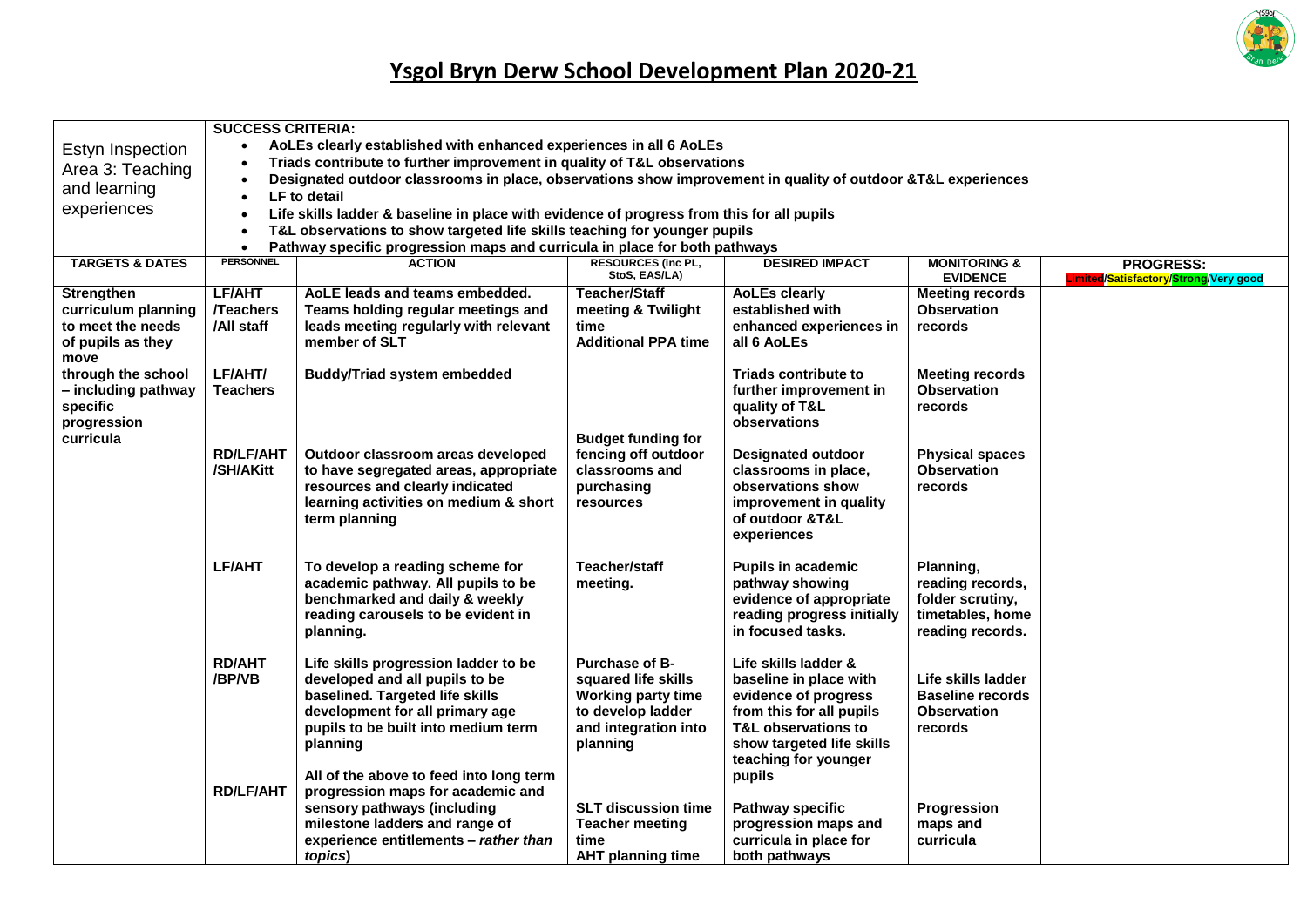# Ysgol Bryn Derw School Development Plan 2020-21

| Estyn Inspection Area 3: Teaching and learning experiences | **SUCCESS CRITERIA:**<br>• AoLEs clearly established with enhanced experiences in all 6 AoLEs<br>• Triads contribute to further improvement in quality of T&L observations<br>• Designated outdoor classrooms in place, observations show improvement in quality of outdoor &T&L experiences<br>• LF to detail<br>• Life skills ladder & baseline in place with evidence of progress from this for all pupils<br>• T&L observations to show targeted life skills teaching for younger pupils<br>• Pathway specific progression maps and curricula in place for both pathways | | | | | |
|---|---|---|---|---|---|---|
| **TARGETS & DATES** | **PERSONNEL** | **ACTION** | **RESOURCES (inc PL, StoS, EAS/LA)** | **DESIRED IMPACT** | **MONITORING & EVIDENCE** | **PROGRESS:** Limited/Satisfactory/Strong/Very good |
| **Strengthen curriculum planning to meet the needs of pupils as they move through the school – including pathway specific progression curricula** | **LF/AHT /Teachers /All staff** | **AoLE leads and teams embedded. Teams holding regular meetings and leads meeting regularly with relevant member of SLT** | **Teacher/Staff meeting & Twilight time**<br>**Additional PPA time** | **AoLEs clearly established with enhanced experiences in all 6 AoLEs** | **Meeting records**<br>**Observation records** | |
| | **LF/AHT/ Teachers** | **Buddy/Triad system embedded** | | **Triads contribute to further improvement in quality of T&L observations** | **Meeting records**<br>**Observation records** | |
| | **RD/LF/AHT /SH/AKitt** | **Outdoor classroom areas developed to have segregated areas, appropriate resources and clearly indicated learning activities on medium & short term planning** | **Budget funding for fencing off outdoor classrooms and purchasing resources** | **Designated outdoor classrooms in place, observations show improvement in quality of outdoor &T&L experiences** | **Physical spaces**<br>**Observation records** | |
| | **LF/AHT** | **To develop a reading scheme for academic pathway. All pupils to be benchmarked and daily & weekly reading carousels to be evident in planning.** | **Teacher/staff meeting.** | **Pupils in academic pathway showing evidence of appropriate reading progress initially in focused tasks.** | **Planning, reading records, folder scrutiny, timetables, home reading records.** | |
| | **RD/AHT /BP/VB** | **Life skills progression ladder to be developed and all pupils to be baselined. Targeted life skills development for all primary age pupils to be built into medium term planning** | **Purchase of B-squared life skills**<br>**Working party time to develop ladder and integration into planning** | **Life skills ladder & baseline in place with evidence of progress from this for all pupils**<br>**T&L observations to show targeted life skills teaching for younger pupils** | **Life skills ladder**<br>**Baseline records**<br>**Observation records** | |
| | **RD/LF/AHT** | **All of the above to feed into long term progression maps for academic and sensory pathways (including milestone ladders and range of experience entitlements – *rather than topics*)** | **SLT discussion time**<br>**Teacher meeting time**<br>**AHT planning time** | **Pathway specific progression maps and curricula in place for both pathways** | **Progression maps and curricula** | |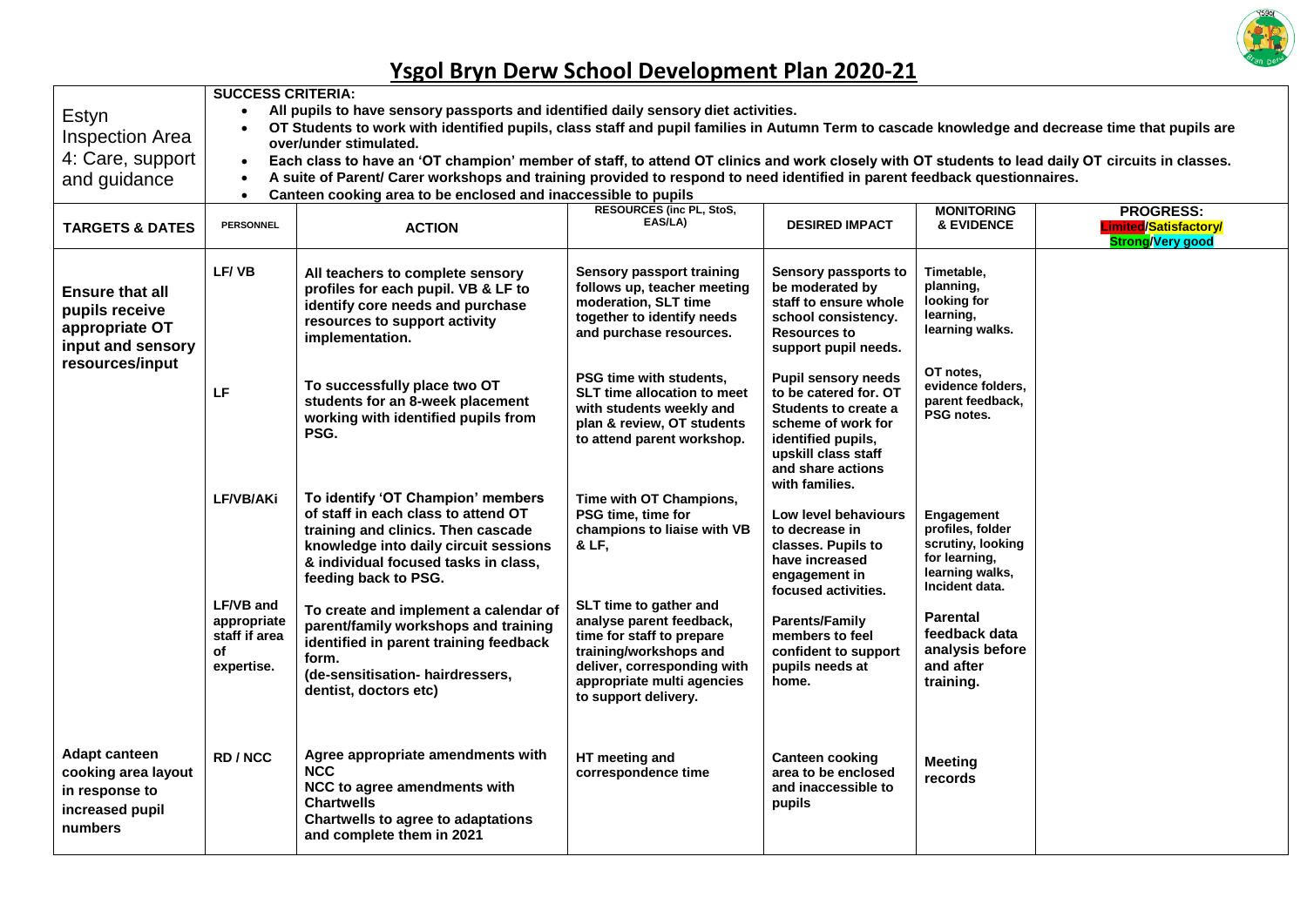# Ysgol Bryn Derw School Development Plan 2020-21

| Estyn Inspection Area 4: Care, support and guidance | **SUCCESS CRITERIA:**<br>• All pupils to have sensory passports and identified daily sensory diet activities.<br>• OT Students to work with identified pupils, class staff and pupil families in Autumn Term to cascade knowledge and decrease time that pupils are over/under stimulated.<br>• Each class to have an 'OT champion' member of staff, to attend OT clinics and work closely with OT students to lead daily OT circuits in classes.<br>• A suite of Parent/ Carer workshops and training provided to respond to need identified in parent feedback questionnaires.<br>• Canteen cooking area to be enclosed and inaccessible to pupils | | | | | |
|---|---|---|---|---|---|---|
| **TARGETS & DATES** | **PERSONNEL** | **ACTION** | **RESOURCES (inc PL, StoS, EAS/LA)** | **DESIRED IMPACT** | **MONITORING & EVIDENCE** | **PROGRESS: Limited/Satisfactory/ Strong/Very good** |
| **Ensure that all pupils receive appropriate OT input and sensory resources/input** | LF/ VB | All teachers to complete sensory profiles for each pupil. VB & LF to identify core needs and purchase resources to support activity implementation. | Sensory passport training follows up, teacher meeting moderation, SLT time together to identify needs and purchase resources. | Sensory passports to be moderated by staff to ensure whole school consistency. Resources to support pupil needs. | Timetable, planning, looking for learning, learning walks. | |
| | LF | To successfully place two OT students for an 8-week placement working with identified pupils from PSG. | PSG time with students, SLT time allocation to meet with students weekly and plan & review, OT students to attend parent workshop. | Pupil sensory needs to be catered for. OT Students to create a scheme of work for identified pupils, upskill class staff and share actions with families. | OT notes, evidence folders, parent feedback, PSG notes. | |
| | LF/VB/AKi | To identify 'OT Champion' members of staff in each class to attend OT training and clinics. Then cascade knowledge into daily circuit sessions & individual focused tasks in class, feeding back to PSG. | Time with OT Champions, PSG time, time for champions to liaise with VB & LF, | Low level behaviours to decrease in classes. Pupils to have increased engagement in focused activities. | Engagement profiles, folder scrutiny, looking for learning, learning walks, Incident data. | |
| | LF/VB and appropriate staff if area of expertise. | To create and implement a calendar of parent/family workshops and training identified in parent training feedback form.<br>(de-sensitisation- hairdressers, dentist, doctors etc) | SLT time to gather and analyse parent feedback, time for staff to prepare training/workshops and deliver, corresponding with appropriate multi agencies to support delivery. | Parents/Family members to feel confident to support pupils needs at home. | Parental feedback data analysis before and after training. | |
| **Adapt canteen cooking area layout in response to increased pupil numbers** | RD / NCC | Agree appropriate amendments with NCC<br>NCC to agree amendments with Chartwells<br>Chartwells to agree to adaptations and complete them in 2021 | HT meeting and correspondence time | Canteen cooking area to be enclosed and inaccessible to pupils | Meeting records | |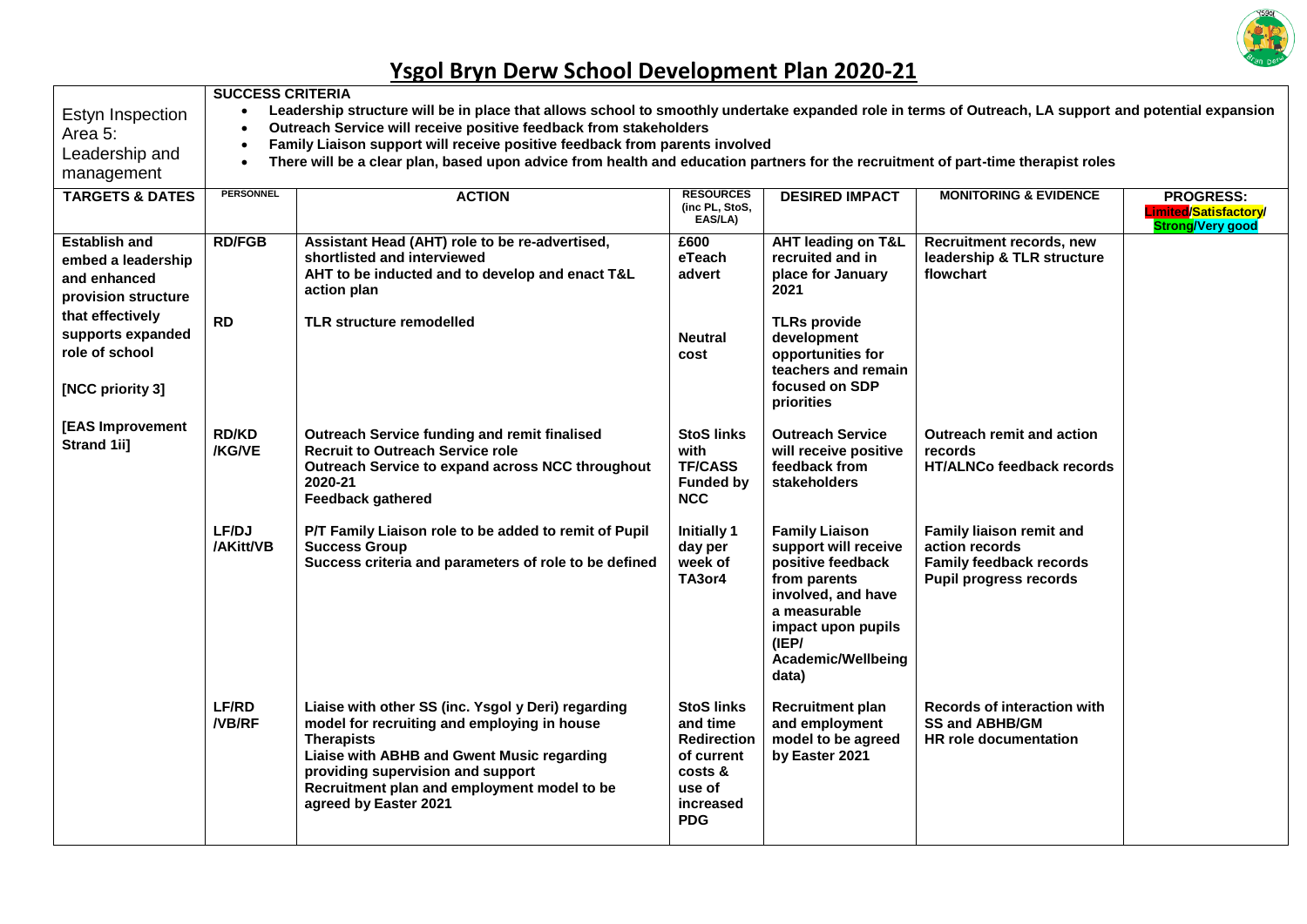# Ysgol Bryn Derw School Development Plan 2020-21

| Estyn Inspection Area 5: Leadership and management | **SUCCESS CRITERIA**<br>• **Leadership structure will be in place that allows school to smoothly undertake expanded role in terms of Outreach, LA support and potential expansion**<br>• **Outreach Service will receive positive feedback from stakeholders**<br>• **Family Liaison support will receive positive feedback from parents involved**<br>• **There will be a clear plan, based upon advice from health and education partners for the recruitment of part-time therapist roles** | | | | | |
|---|---|---|---|---|---|---|
| **TARGETS & DATES** | **PERSONNEL** | **ACTION** | **RESOURCES (inc PL, StoS, EAS/LA)** | **DESIRED IMPACT** | **MONITORING & EVIDENCE** | **PROGRESS: Limited/Satisfactory/ Strong/Very good** |
| **Establish and embed a leadership and enhanced provision structure that effectively supports expanded role of school**<br><br>**[NCC priority 3]**<br><br>**[EAS Improvement Strand 1ii]** | **RD/FGB** | **Assistant Head (AHT) role to be re-advertised, shortlisted and interviewed**<br>**AHT to be inducted and to develop and enact T&L action plan** | **£600 eTeach advert** | **AHT leading on T&L recruited and in place for January 2021** | **Recruitment records, new leadership & TLR structure flowchart** | |
| | **RD** | **TLR structure remodelled** | **Neutral cost** | **TLRs provide development opportunities for teachers and remain focused on SDP priorities** | | |
| | **RD/KD /KG/VE** | **Outreach Service funding and remit finalised**<br>**Recruit to Outreach Service role**<br>**Outreach Service to expand across NCC throughout 2020-21**<br>**Feedback gathered** | **StoS links with TF/CASS Funded by NCC** | **Outreach Service will receive positive feedback from stakeholders** | **Outreach remit and action records**<br>**HT/ALNCo feedback records** | |
| | **LF/DJ /AKitt/VB** | **P/T Family Liaison role to be added to remit of Pupil Success Group**<br>**Success criteria and parameters of role to be defined** | **Initially 1 day per week of TA3or4** | **Family Liaison support will receive positive feedback from parents involved, and have a measurable impact upon pupils (IEP/ Academic/Wellbeing data)** | **Family liaison remit and action records**<br>**Family feedback records**<br>**Pupil progress records** | |
| | **LF/RD /VB/RF** | **Liaise with other SS (inc. Ysgol y Deri) regarding model for recruiting and employing in house Therapists**<br>**Liaise with ABHB and Gwent Music regarding providing supervision and support**<br>**Recruitment plan and employment model to be agreed by Easter 2021** | **StoS links and time Redirection of current costs & use of increased PDG** | **Recruitment plan and employment model to be agreed by Easter 2021** | **Records of interaction with SS and ABHB/GM**<br>**HR role documentation** | |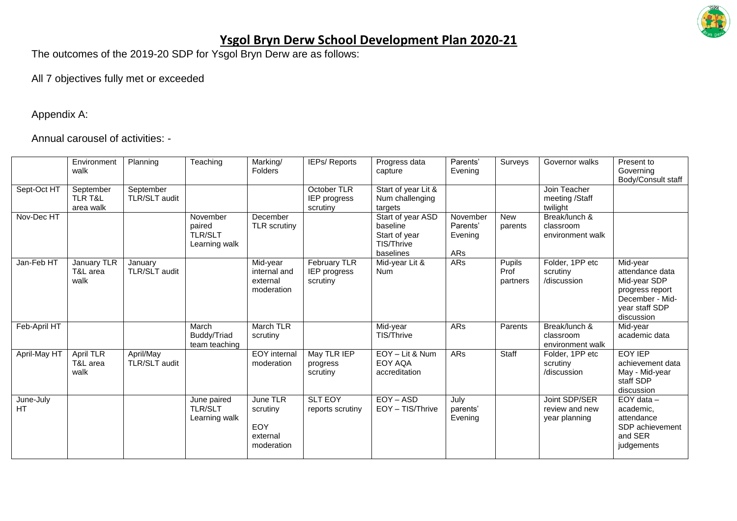# Ysgol Bryn Derw School Development Plan 2020-21

The outcomes of the 2019-20 SDP for Ysgol Bryn Derw are as follows:

All 7 objectives fully met or exceeded

Appendix A:

Annual carousel of activities: -

| | Environment walk | Planning | Teaching | Marking/ Folders | IEPs/ Reports | Progress data capture | Parents' Evening | Surveys | Governor walks | Present to Governing Body/Consult staff |
|---|---|---|---|---|---|---|---|---|---|---|
| Sept-Oct HT | September TLR T&L area walk | September TLR/SLT audit | | | October TLR IEP progress scrutiny | Start of year Lit & Num challenging targets | | | Join Teacher meeting /Staff twilight | |
| Nov-Dec HT | | | November paired TLR/SLT Learning walk | December TLR scrutiny | | Start of year ASD baseline Start of year TIS/Thrive baselines | November Parents' Evening ARs | New parents | Break/lunch & classroom environment walk | |
| Jan-Feb HT | January TLR T&L area walk | January TLR/SLT audit | | Mid-year internal and external moderation | February TLR IEP progress scrutiny | Mid-year Lit & Num | ARs | Pupils Prof partners | Folder, 1PP etc scrutiny /discussion | Mid-year attendance data Mid-year SDP progress report December - Mid-year staff SDP discussion |
| Feb-April HT | | | March Buddy/Triad team teaching | March TLR scrutiny | | Mid-year TIS/Thrive | ARs | Parents | Break/lunch & classroom environment walk | Mid-year academic data |
| April-May HT | April TLR T&L area walk | April/May TLR/SLT audit | | EOY internal moderation | May TLR IEP progress scrutiny | EOY – Lit & Num EOY AQA accreditation | ARs | Staff | Folder, 1PP etc scrutiny /discussion | EOY IEP achievement data May - Mid-year staff SDP discussion |
| June-July HT | | | June paired TLR/SLT Learning walk | June TLR scrutiny EOY external moderation | SLT EOY reports scrutiny | EOY – ASD EOY – TIS/Thrive | July parents' Evening | | Joint SDP/SER review and new year planning | EOY data – academic, attendance SDP achievement and SER judgements |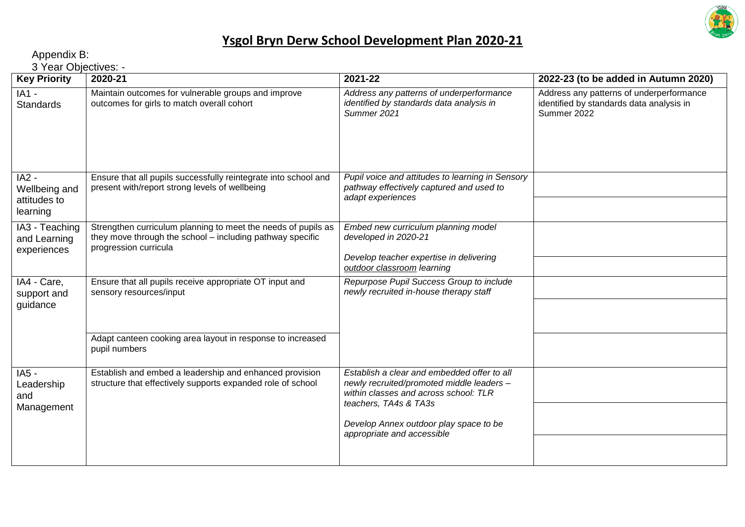# Ysgol Bryn Derw School Development Plan 2020-21

Appendix B:

3 Year Objectives: -

| Key Priority | 2020-21 | 2021-22 | 2022-23 (to be added in Autumn 2020) |
|---|---|---|---|
| IA1 - Standards | Maintain outcomes for vulnerable groups and improve outcomes for girls to match overall cohort | *Address any patterns of underperformance identified by standards data analysis in Summer 2021* | Address any patterns of underperformance identified by standards data analysis in Summer 2022 |
| IA2 - Wellbeing and attitudes to learning | Ensure that all pupils successfully reintegrate into school and present with/report strong levels of wellbeing | *Pupil voice and attitudes to learning in Sensory pathway effectively captured and used to adapt experiences* | |
| IA3 - Teaching and Learning experiences | Strengthen curriculum planning to meet the needs of pupils as they move through the school – including pathway specific progression curricula | *Embed new curriculum planning model developed in 2020-21*<br><br>*Develop teacher expertise in delivering* ***outdoor classroom*** *learning* | |
| IA4 - Care, support and guidance | Ensure that all pupils receive appropriate OT input and sensory resources/input<br><br>Adapt canteen cooking area layout in response to increased pupil numbers | *Repurpose Pupil Success Group to include newly recruited in-house therapy staff* | |
| IA5 - Leadership and Management | Establish and embed a leadership and enhanced provision structure that effectively supports expanded role of school | *Establish a clear and embedded offer to all newly recruited/promoted middle leaders – within classes and across school: TLR teachers, TA4s & TA3s*<br><br>*Develop Annex outdoor play space to be appropriate and accessible* | |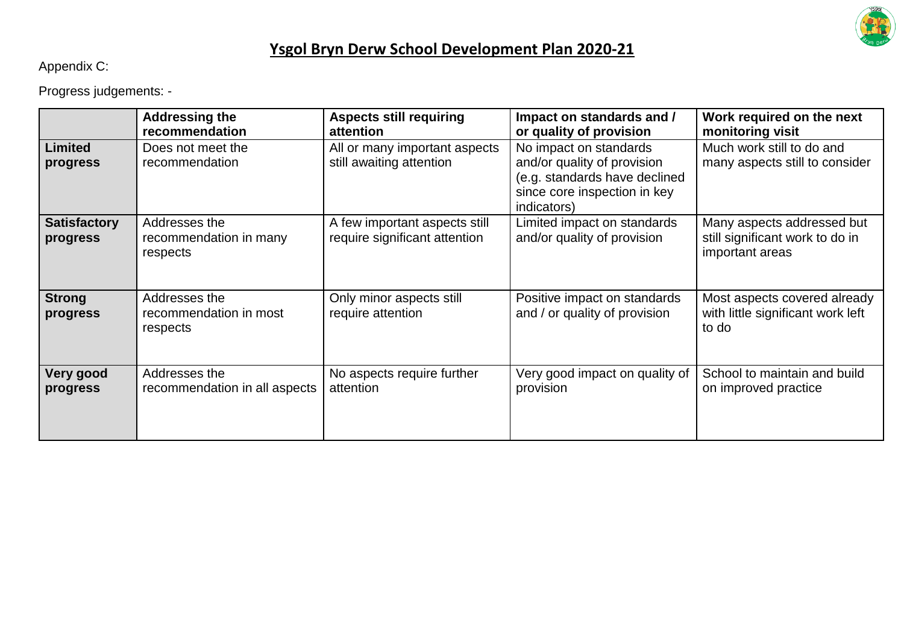# Ysgol Bryn Derw School Development Plan 2020-21

Appendix C:

Progress judgements: -

| | Addressing the recommendation | Aspects still requiring attention | Impact on standards and / or quality of provision | Work required on the next monitoring visit |
|---|---|---|---|---|
| **Limited progress** | Does not meet the recommendation | All or many important aspects still awaiting attention | No impact on standards and/or quality of provision (e.g. standards have declined since core inspection in key indicators) | Much work still to do and many aspects still to consider |
| **Satisfactory progress** | Addresses the recommendation in many respects | A few important aspects still require significant attention | Limited impact on standards and/or quality of provision | Many aspects addressed but still significant work to do in important areas |
| **Strong progress** | Addresses the recommendation in most respects | Only minor aspects still require attention | Positive impact on standards and / or quality of provision | Most aspects covered already with little significant work left to do |
| **Very good progress** | Addresses the recommendation in all aspects | No aspects require further attention | Very good impact on quality of provision | School to maintain and build on improved practice |